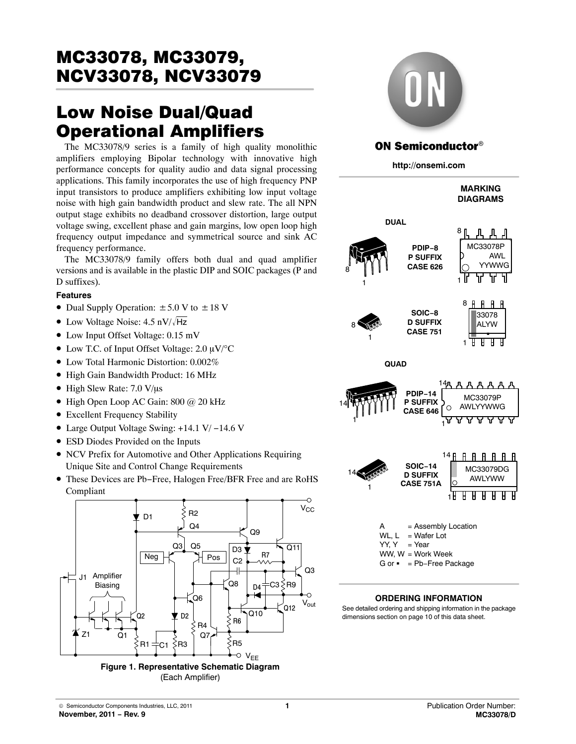# MC33078, MC33079, NCV33078, NCV33079

## Low Noise Dual/Quad Operational Amplifiers

The MC33078/9 series is a family of high quality monolithic amplifiers employing Bipolar technology with innovative high performance concepts for quality audio and data signal processing applications. This family incorporates the use of high frequency PNP input transistors to produce amplifiers exhibiting low input voltage noise with high gain bandwidth product and slew rate. The all NPN output stage exhibits no deadband crossover distortion, large output voltage swing, excellent phase and gain margins, low open loop high frequency output impedance and symmetrical source and sink AC frequency performance.

The MC33078/9 family offers both dual and quad amplifier versions and is available in the plastic DIP and SOIC packages (P and D suffixes).

### Features

- Dual Supply Operation: ±5.0 V to ±18 V
- Low Voltage Noise: 4.5 nV/$\sqrt{Hz}$
- Low Input Offset Voltage: 0.15 mV
- Low T.C. of Input Offset Voltage: 2.0 μV/°C
- Low Total Harmonic Distortion: 0.002%
- High Gain Bandwidth Product: 16 MHz
- High Slew Rate: 7.0 V/μs
- High Open Loop AC Gain: 800 @ 20 kHz
- Excellent Frequency Stability
- Large Output Voltage Swing: +14.1 V/ −14.6 V
- ESD Diodes Provided on the Inputs
- NCV Prefix for Automotive and Other Applications Requiring Unique Site and Control Change Requirements
- These Devices are Pb−Free, Halogen Free/BFR Free and are RoHS Compliant

**Figure 1. Representative Schematic Diagram**
(Each Amplifier)

**ON Semiconductor®**

**http://onsemi.com**

**MARKING DIAGRAMS**

**DUAL**

PDIP−8
P SUFFIX
CASE 626

MC33078P
AWL
YYWWG

SOIC−8
D SUFFIX
CASE 751

33078
ALYW
▪

**QUAD**

PDIP−14
P SUFFIX
CASE 646

MC33079P
AWLYYWWG

SOIC−14
D SUFFIX
CASE 751A

MC33079DG
AWLYWW

A = Assembly Location
WL, L = Wafer Lot
YY, Y = Year
WW, W = Work Week
G or ▪ = Pb−Free Package

### ORDERING INFORMATION

See detailed ordering and shipping information in the package dimensions section on page 10 of this data sheet.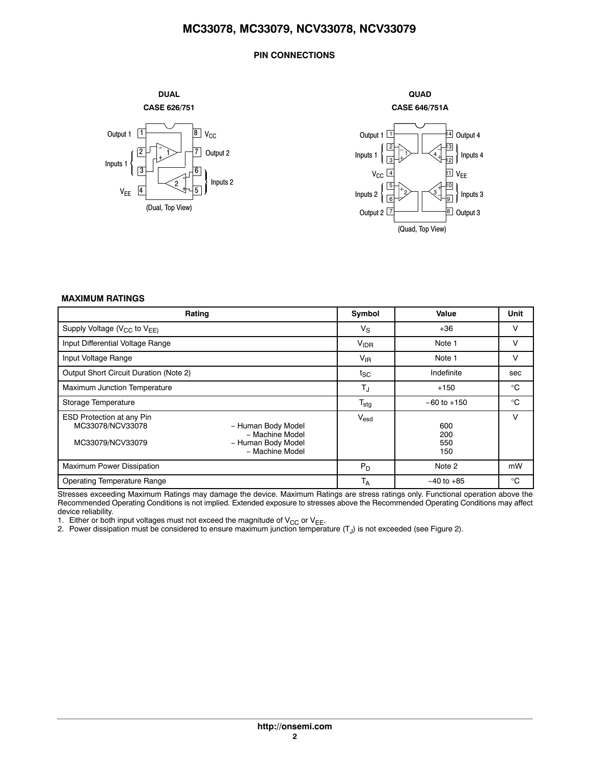## PIN CONNECTIONS

**DUAL**
**CASE 626/751**

Output 1 [1] — [8] $V_{CC}$
Inputs 1 [2], [3] — [7] Output 2
$V_{EE}$ [4] — [6], [5] Inputs 2

(Dual, Top View)

**QUAD**
**CASE 646/751A**

Output 1 [1] — [14] Output 4
Inputs 1 [2], [3] — [13], [12] Inputs 4
$V_{CC}$ [4] — [11] $V_{EE}$
Inputs 2 [5], [6] — [10], [9] Inputs 3
Output 2 [7] — [8] Output 3

(Quad, Top View)

## MAXIMUM RATINGS

| Rating | Symbol | Value | Unit |
|---|---|---|---|
| Supply Voltage ($V_{CC}$ to $V_{EE}$) | $V_S$ | +36 | V |
| Input Differential Voltage Range | $V_{IDR}$ | Note 1 | V |
| Input Voltage Range | $V_{IR}$ | Note 1 | V |
| Output Short Circuit Duration (Note 2) | $t_{SC}$ | Indefinite | sec |
| Maximum Junction Temperature | $T_J$ | +150 | °C |
| Storage Temperature | $T_{stg}$ | −60 to +150 | °C |
| ESD Protection at any Pin<br>MC33078/NCV33078 − Human Body Model<br>− Machine Model<br>MC33079/NCV33079 − Human Body Model<br>− Machine Model | $V_{esd}$ | <br>600<br>200<br>550<br>150 | V |
| Maximum Power Dissipation | $P_D$ | Note 2 | mW |
| Operating Temperature Range | $T_A$ | −40 to +85 | °C |

Stresses exceeding Maximum Ratings may damage the device. Maximum Ratings are stress ratings only. Functional operation above the Recommended Operating Conditions is not implied. Extended exposure to stresses above the Recommended Operating Conditions may affect device reliability.

1. Either or both input voltages must not exceed the magnitude of $V_{CC}$ or $V_{EE}$.
2. Power dissipation must be considered to ensure maximum junction temperature ($T_J$) is not exceeded (see Figure 2).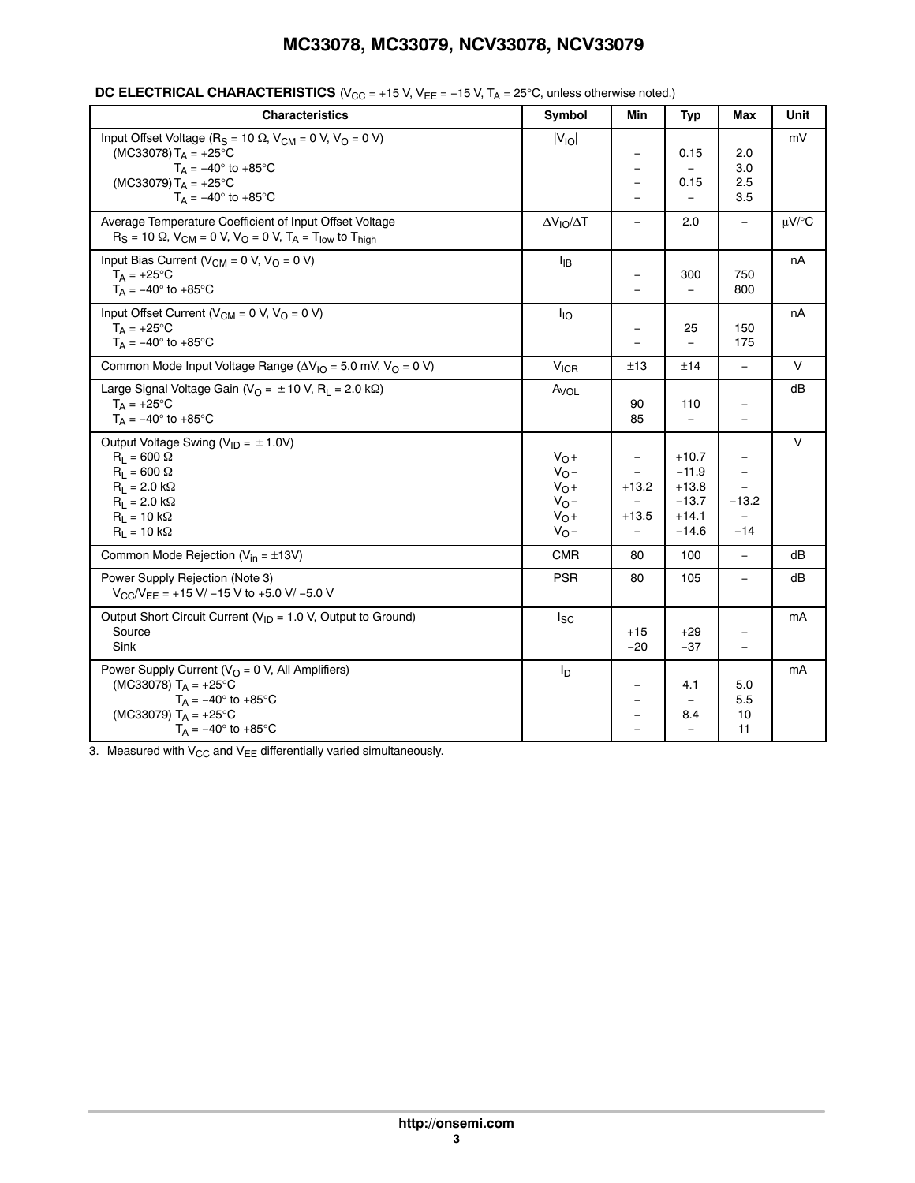**DC ELECTRICAL CHARACTERISTICS** ($V_{CC}$ = +15 V, $V_{EE}$ = −15 V, $T_A$ = 25°C, unless otherwise noted.)

| Characteristics | Symbol | Min | Typ | Max | Unit |
|---|---|---|---|---|---|
| Input Offset Voltage ($R_S$ = 10 Ω, $V_{CM}$ = 0 V, $V_O$ = 0 V) | $\lvert V_{IO} \rvert$ | | | | mV |
| (MC33078) $T_A$ = +25°C | | – | 0.15 | 2.0 | |
| $T_A$ = −40° to +85°C | | – | – | 3.0 | |
| (MC33079) $T_A$ = +25°C | | – | 0.15 | 2.5 | |
| $T_A$ = −40° to +85°C | | – | – | 3.5 | |
| Average Temperature Coefficient of Input Offset Voltage $R_S$ = 10 Ω, $V_{CM}$ = 0 V, $V_O$ = 0 V, $T_A$ = $T_{low}$ to $T_{high}$ | $\Delta V_{IO}/\Delta T$ | – | 2.0 | – | μV/°C |
| Input Bias Current ($V_{CM}$ = 0 V, $V_O$ = 0 V) | $I_{IB}$ | | | | nA |
| $T_A$ = +25°C | | – | 300 | 750 | |
| $T_A$ = −40° to +85°C | | – | – | 800 | |
| Input Offset Current ($V_{CM}$ = 0 V, $V_O$ = 0 V) | $I_{IO}$ | | | | nA |
| $T_A$ = +25°C | | – | 25 | 150 | |
| $T_A$ = −40° to +85°C | | – | – | 175 | |
| Common Mode Input Voltage Range ($\Delta V_{IO}$ = 5.0 mV, $V_O$ = 0 V) | $V_{ICR}$ | ±13 | ±14 | – | V |
| Large Signal Voltage Gain ($V_O$ = ±10 V, $R_L$ = 2.0 kΩ) | $A_{VOL}$ | | | | dB |
| $T_A$ = +25°C | | 90 | 110 | – | |
| $T_A$ = −40° to +85°C | | 85 | – | – | |
| Output Voltage Swing ($V_{ID}$ = ±1.0V) | | | | | V |
| $R_L$ = 600 Ω | $V_O+$ | – | +10.7 | – | |
| $R_L$ = 600 Ω | $V_O-$ | – | −11.9 | – | |
| $R_L$ = 2.0 kΩ | $V_O+$ | +13.2 | +13.8 | – | |
| $R_L$ = 2.0 kΩ | $V_O-$ | – | −13.7 | −13.2 | |
| $R_L$ = 10 kΩ | $V_O+$ | +13.5 | +14.1 | – | |
| $R_L$ = 10 kΩ | $V_O-$ | – | −14.6 | −14 | |
| Common Mode Rejection ($V_{in}$ = ±13V) | CMR | 80 | 100 | – | dB |
| Power Supply Rejection (Note 3) $V_{CC}/V_{EE}$ = +15 V/ −15 V to +5.0 V/ −5.0 V | PSR | 80 | 105 | – | dB |
| Output Short Circuit Current ($V_{ID}$ = 1.0 V, Output to Ground) | $I_{SC}$ | | | | mA |
| Source | | +15 | +29 | – | |
| Sink | | −20 | −37 | – | |
| Power Supply Current ($V_O$ = 0 V, All Amplifiers) | $I_D$ | | | | mA |
| (MC33078) $T_A$ = +25°C | | – | 4.1 | 5.0 | |
| $T_A$ = −40° to +85°C | | – | – | 5.5 | |
| (MC33079) $T_A$ = +25°C | | – | 8.4 | 10 | |
| $T_A$ = −40° to +85°C | | – | – | 11 | |

3. Measured with $V_{CC}$ and $V_{EE}$ differentially varied simultaneously.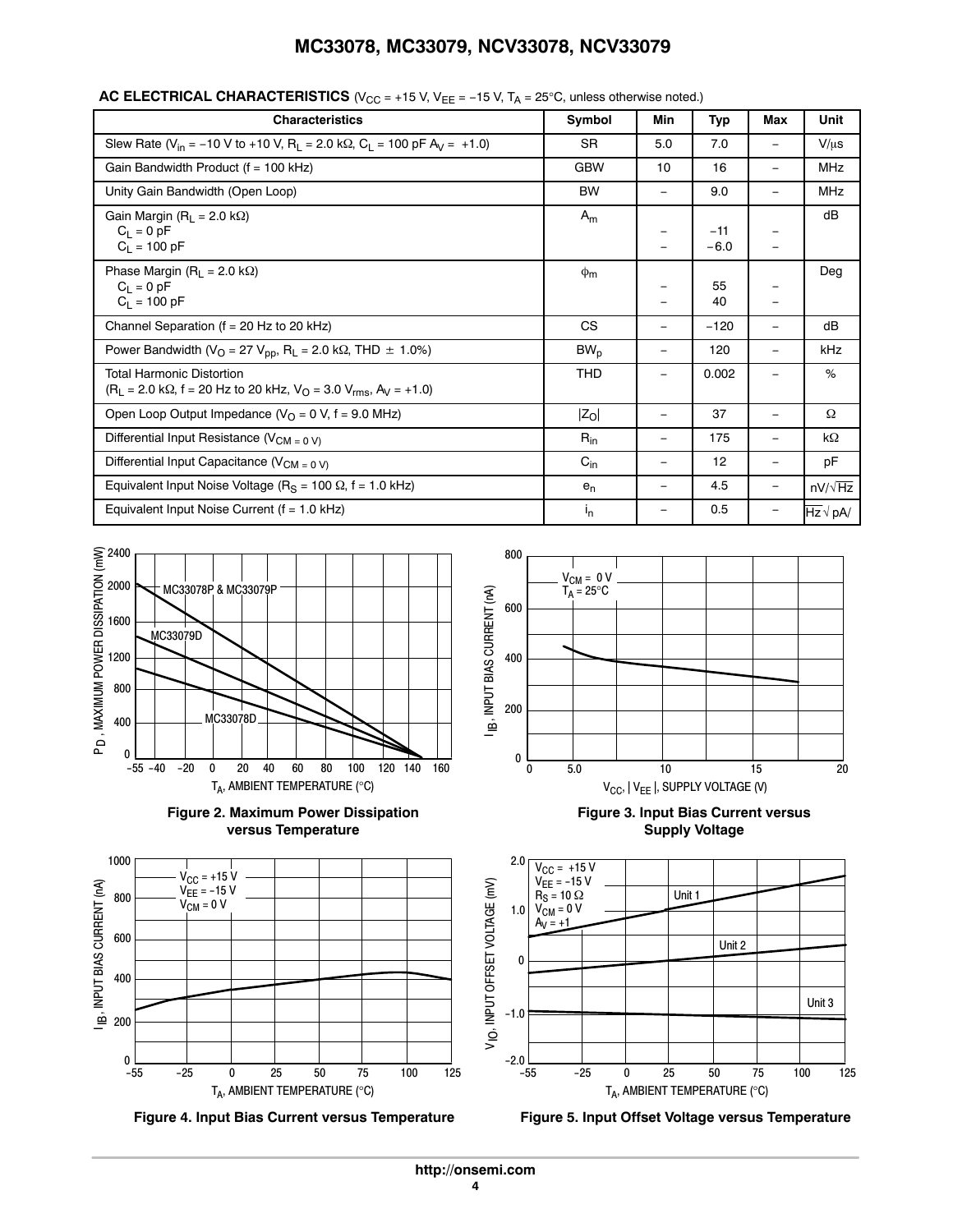**AC ELECTRICAL CHARACTERISTICS** ($V_{CC}$ = +15 V, $V_{EE}$ = −15 V, $T_A$ = 25°C, unless otherwise noted.)

| Characteristics | Symbol | Min | Typ | Max | Unit |
|---|---|---|---|---|---|
| Slew Rate ($V_{in}$ = −10 V to +10 V, $R_L$ = 2.0 kΩ, $C_L$ = 100 pF $A_V$ = +1.0) | SR | 5.0 | 7.0 | – | V/μs |
| Gain Bandwidth Product (f = 100 kHz) | GBW | 10 | 16 | – | MHz |
| Unity Gain Bandwidth (Open Loop) | BW | – | 9.0 | – | MHz |
| Gain Margin ($R_L$ = 2.0 kΩ) | $A_m$ | | | | dB |
| $C_L$ = 0 pF | | – | −11 | – | |
| $C_L$ = 100 pF | | – | −6.0 | – | |
| Phase Margin ($R_L$ = 2.0 kΩ) | $\phi_m$ | | | | Deg |
| $C_L$ = 0 pF | | – | 55 | – | |
| $C_L$ = 100 pF | | – | 40 | – | |
| Channel Separation (f = 20 Hz to 20 kHz) | CS | – | −120 | – | dB |
| Power Bandwidth ($V_O$ = 27 $V_{pp}$, $R_L$ = 2.0 kΩ, THD ± 1.0%) | $BW_p$ | – | 120 | – | kHz |
| Total Harmonic Distortion ($R_L$ = 2.0 kΩ, f = 20 Hz to 20 kHz, $V_O$ = 3.0 $V_{rms}$, $A_V$ = +1.0) | THD | – | 0.002 | – | % |
| Open Loop Output Impedance ($V_O$ = 0 V, f = 9.0 MHz) | $\lvert Z_O \rvert$ | – | 37 | – | Ω |
| Differential Input Resistance ($V_{CM = 0 V}$) | $R_{in}$ | – | 175 | – | kΩ |
| Differential Input Capacitance ($V_{CM = 0 V}$) | $C_{in}$ | – | 12 | – | pF |
| Equivalent Input Noise Voltage ($R_S$ = 100 Ω, f = 1.0 kHz) | $e_n$ | – | 4.5 | – | nV/$\sqrt{Hz}$ |
| Equivalent Input Noise Current (f = 1.0 kHz) | $i_n$ | – | 0.5 | – | pA/$\sqrt{Hz}$ |

**Figure 2. Maximum Power Dissipation versus Temperature**

**Figure 3. Input Bias Current versus Supply Voltage**

**Figure 4. Input Bias Current versus Temperature**

**Figure 5. Input Offset Voltage versus Temperature**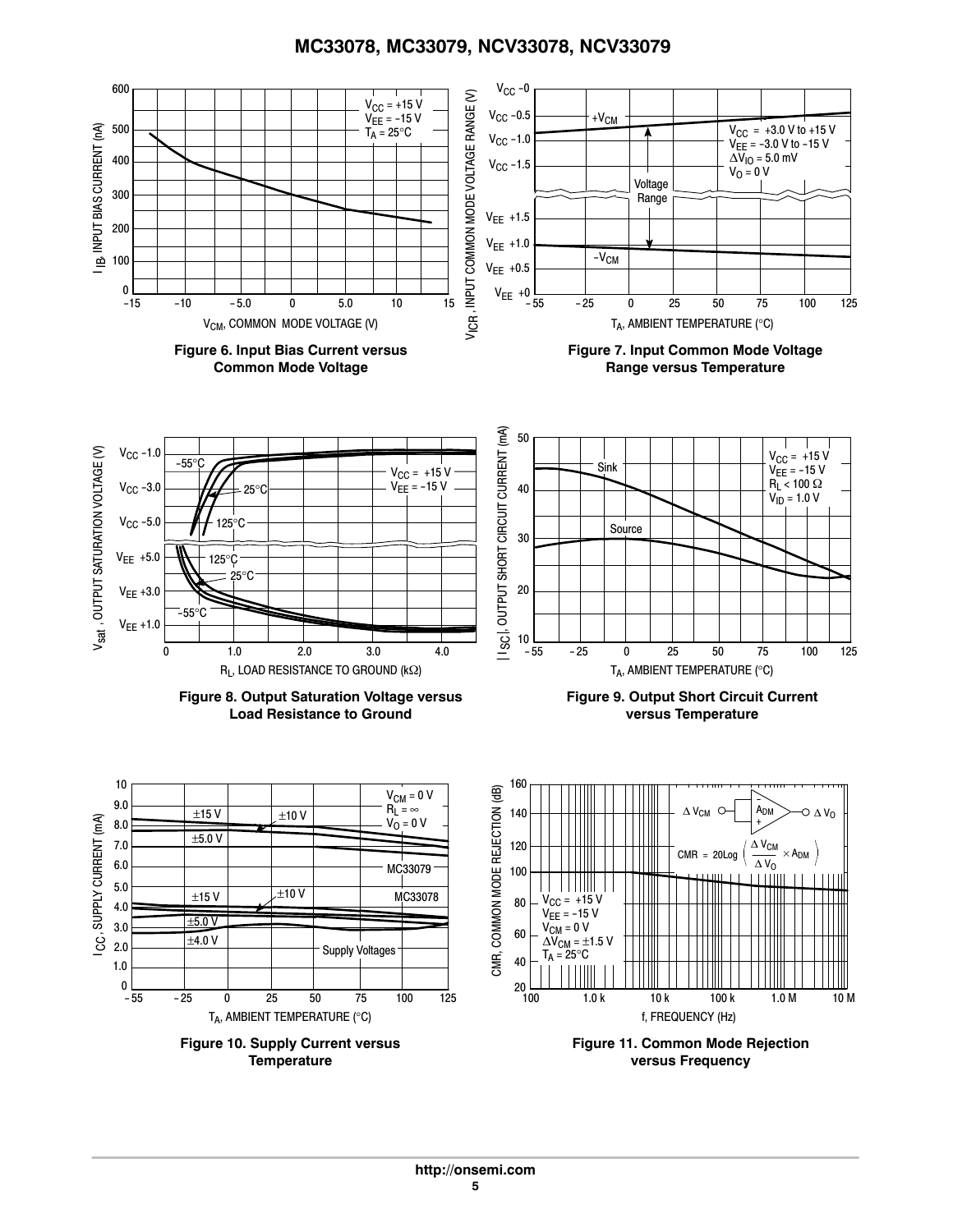Figure 6. Input Bias Current versus Common Mode Voltage

Figure 7. Input Common Mode Voltage Range versus Temperature

Figure 8. Output Saturation Voltage versus Load Resistance to Ground

Figure 9. Output Short Circuit Current versus Temperature

Figure 10. Supply Current versus Temperature

Figure 11. Common Mode Rejection versus Frequency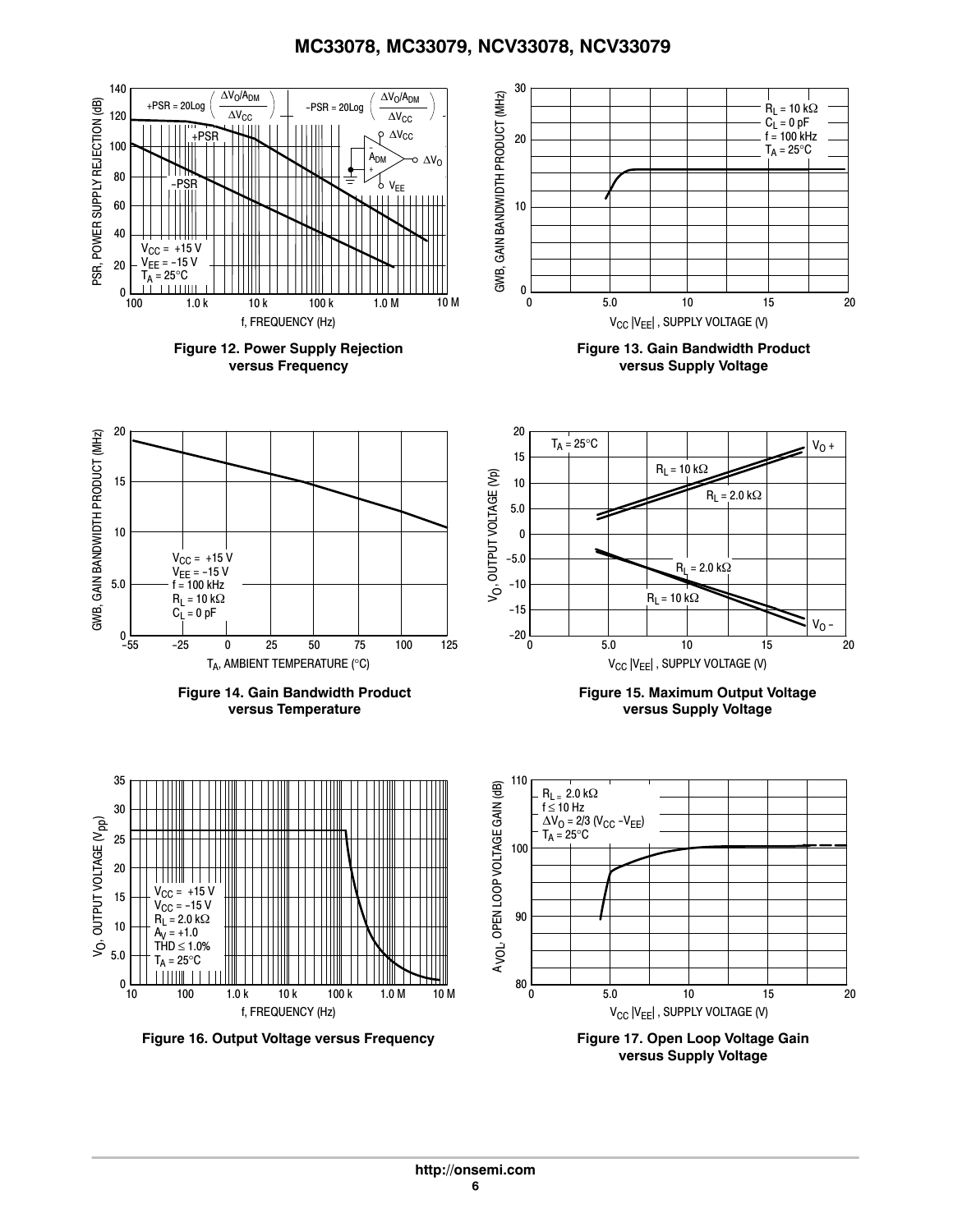Figure 12. Power Supply Rejection versus Frequency

Figure 13. Gain Bandwidth Product versus Supply Voltage

Figure 14. Gain Bandwidth Product versus Temperature

Figure 15. Maximum Output Voltage versus Supply Voltage

Figure 16. Output Voltage versus Frequency

Figure 17. Open Loop Voltage Gain versus Supply Voltage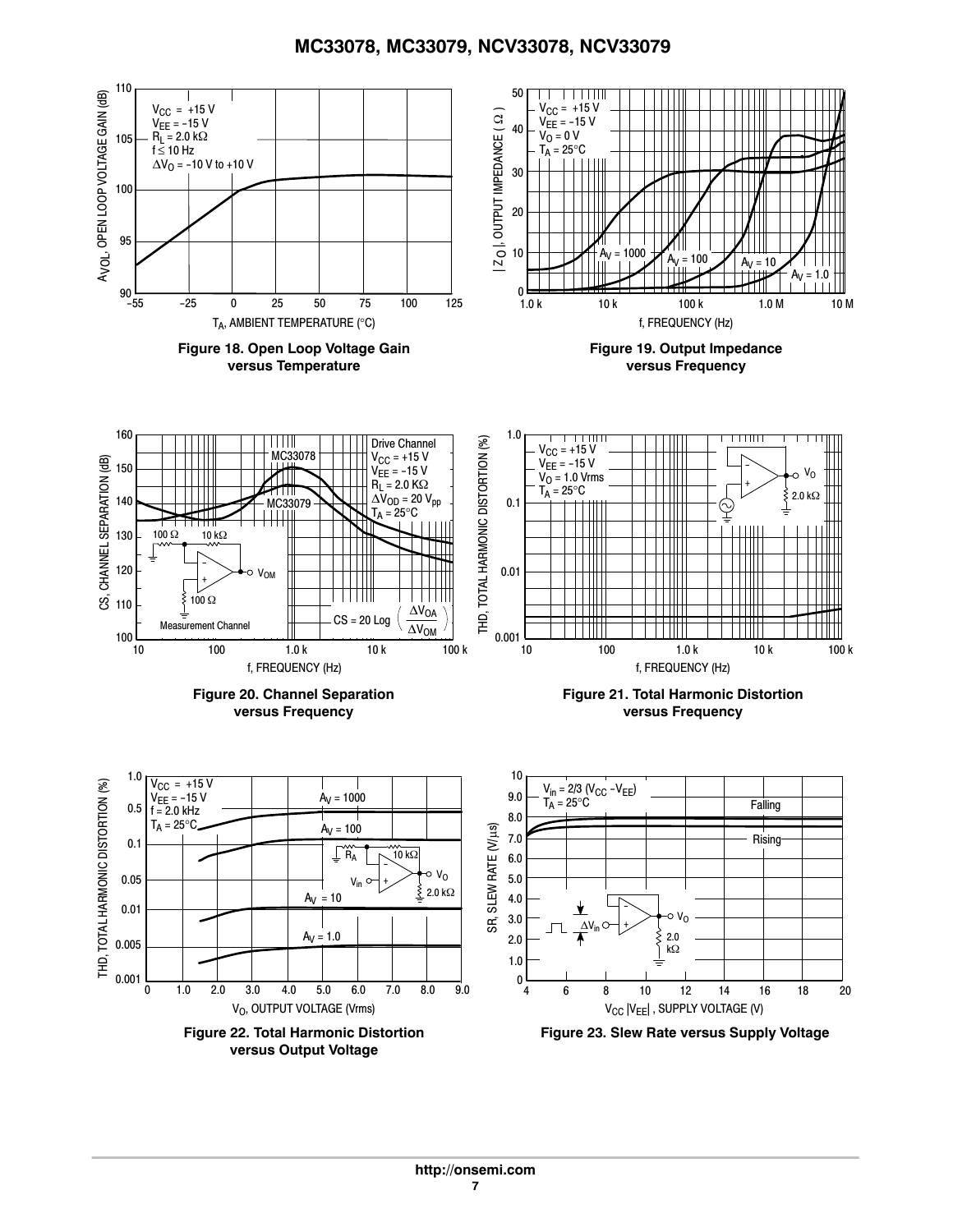Figure 18. Open Loop Voltage Gain versus Temperature

Figure 19. Output Impedance versus Frequency

Figure 20. Channel Separation versus Frequency

Figure 21. Total Harmonic Distortion versus Frequency

Figure 22. Total Harmonic Distortion versus Output Voltage

Figure 23. Slew Rate versus Supply Voltage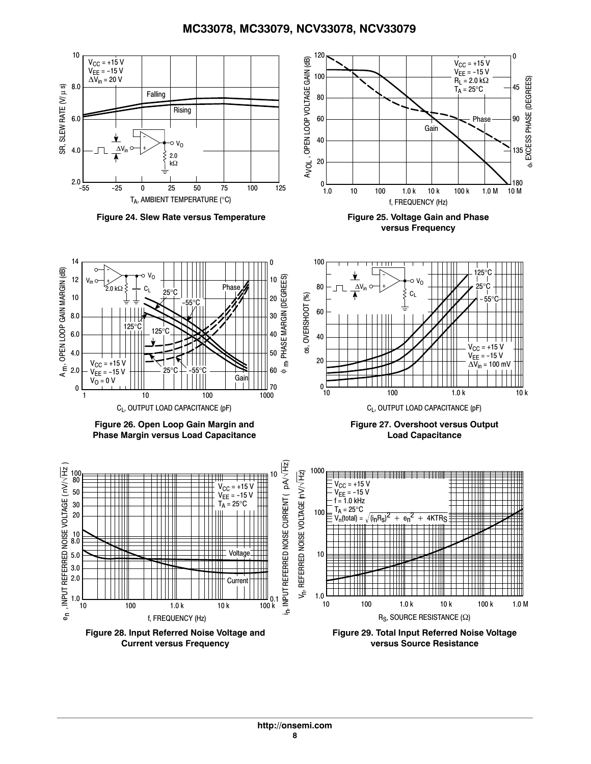Figure 24. Slew Rate versus Temperature

Figure 25. Voltage Gain and Phase versus Frequency

Figure 26. Open Loop Gain Margin and Phase Margin versus Load Capacitance

Figure 27. Overshoot versus Output Load Capacitance

Figure 28. Input Referred Noise Voltage and Current versus Frequency

Figure 29. Total Input Referred Noise Voltage versus Source Resistance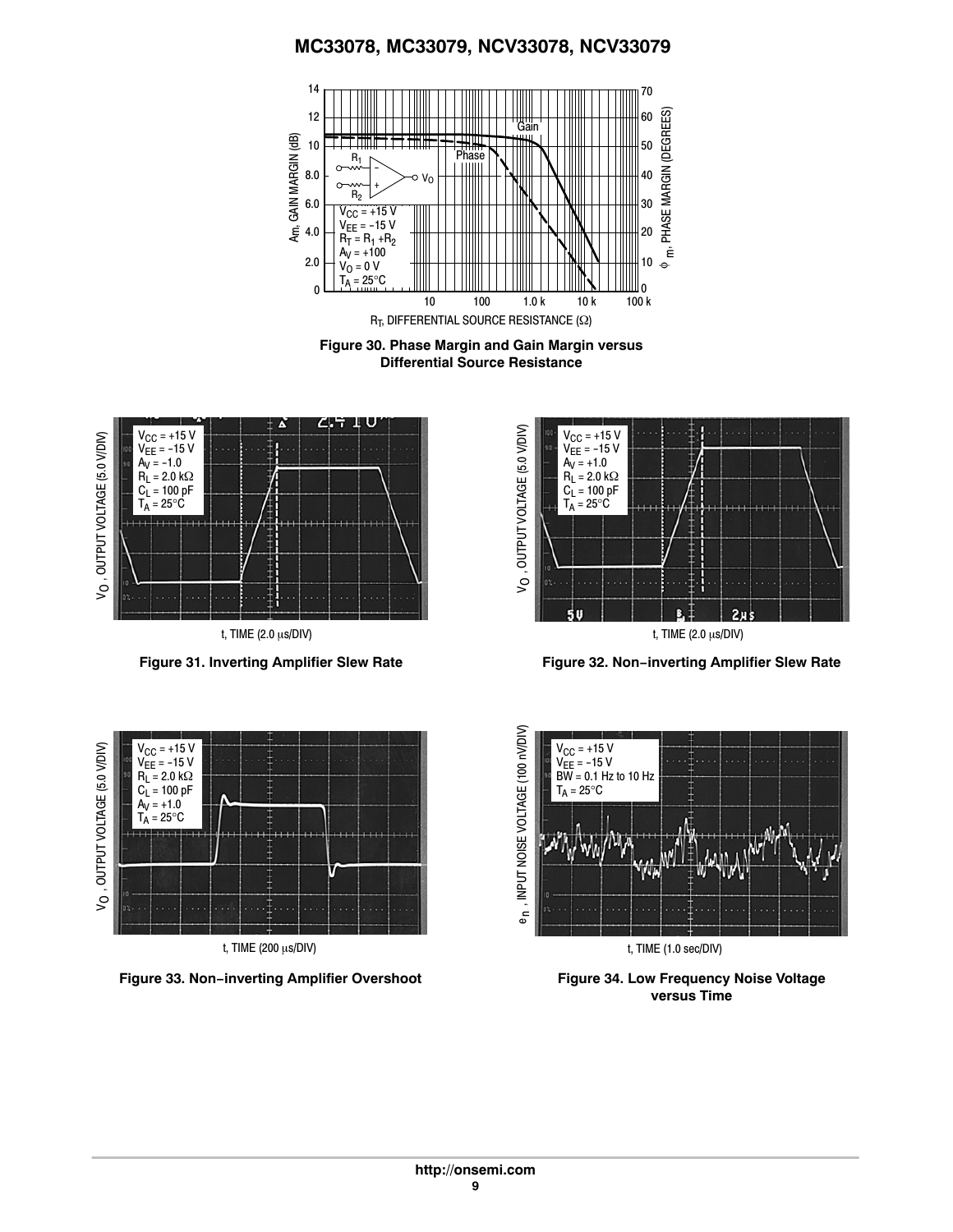Figure 30. Phase Margin and Gain Margin versus Differential Source Resistance

Figure 31. Inverting Amplifier Slew Rate

Figure 32. Non−inverting Amplifier Slew Rate

Figure 33. Non−inverting Amplifier Overshoot

Figure 34. Low Frequency Noise Voltage versus Time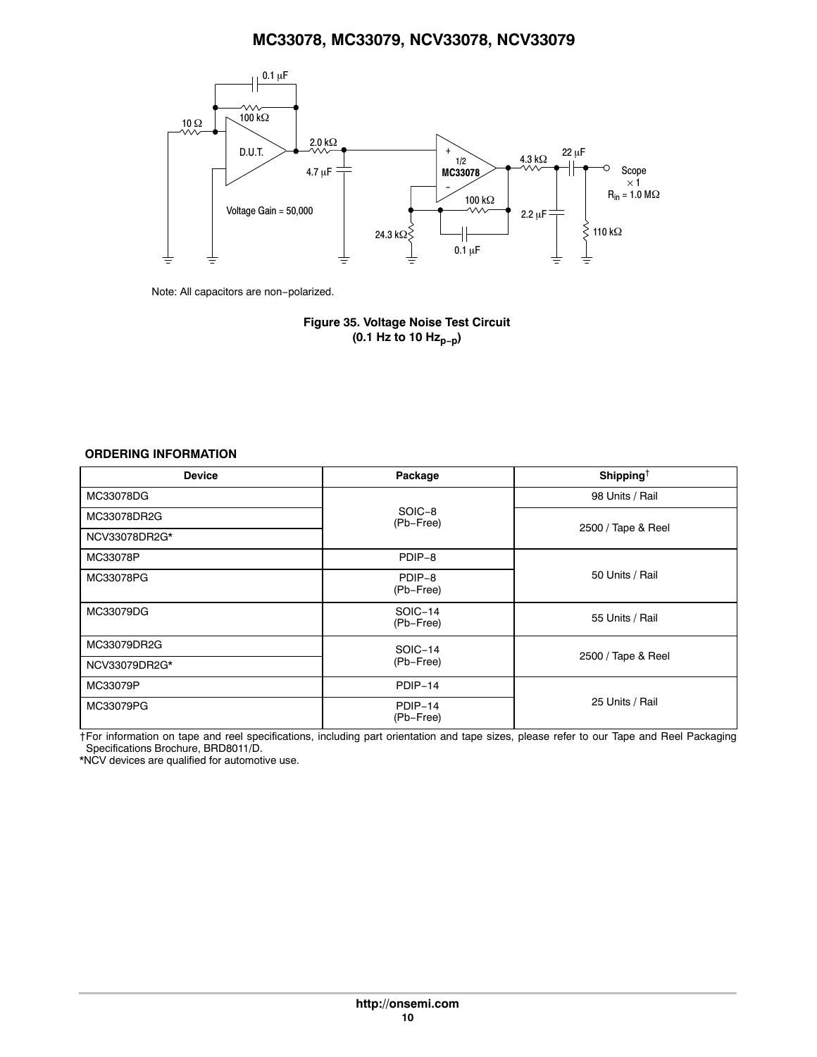Note: All capacitors are non−polarized.

**Figure 35. Voltage Noise Test Circuit (0.1 Hz to 10 $Hz_{p−p}$)**

**ORDERING INFORMATION**

| Device | Package | Shipping† |
| --- | --- | --- |
| MC33078DG | SOIC−8 (Pb−Free) | 98 Units / Rail |
| MC33078DR2G | SOIC−8 (Pb−Free) | 2500 / Tape & Reel |
| NCV33078DR2G* | SOIC−8 (Pb−Free) | 2500 / Tape & Reel |
| MC33078P | PDIP−8 | 50 Units / Rail |
| MC33078PG | PDIP−8 (Pb−Free) | 50 Units / Rail |
| MC33079DG | SOIC−14 (Pb−Free) | 55 Units / Rail |
| MC33079DR2G | SOIC−14 (Pb−Free) | 2500 / Tape & Reel |
| NCV33079DR2G* | SOIC−14 (Pb−Free) | 2500 / Tape & Reel |
| MC33079P | PDIP−14 | 25 Units / Rail |
| MC33079PG | PDIP−14 (Pb−Free) | 25 Units / Rail |

†For information on tape and reel specifications, including part orientation and tape sizes, please refer to our Tape and Reel Packaging Specifications Brochure, BRD8011/D.

*NCV devices are qualified for automotive use.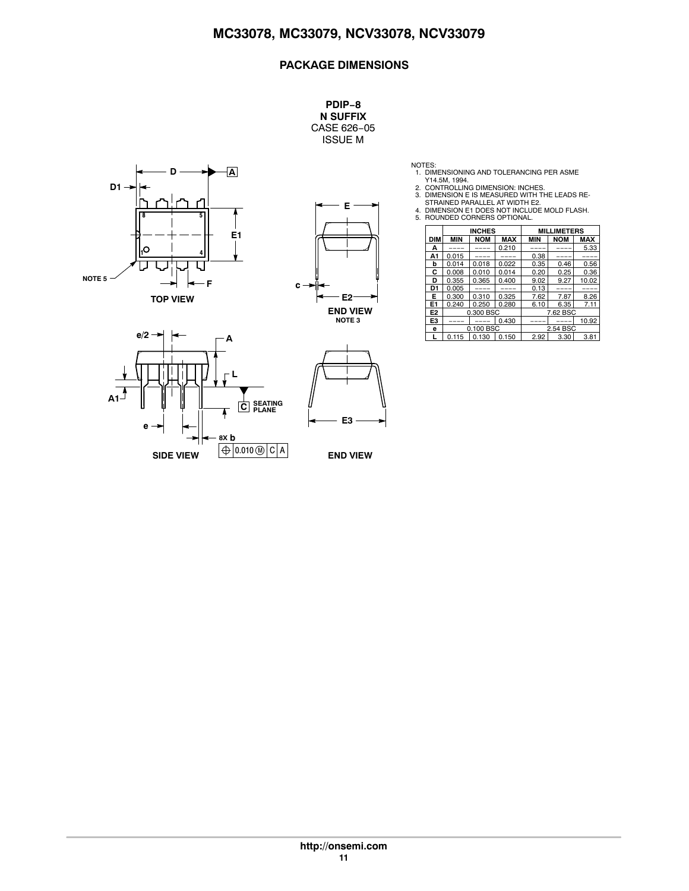## PACKAGE DIMENSIONS

**PDIP−8**
**N SUFFIX**
CASE 626−05
ISSUE M

NOTES:
1. DIMENSIONING AND TOLERANCING PER ASME Y14.5M, 1994.
2. CONTROLLING DIMENSION: INCHES.
3. DIMENSION E IS MEASURED WITH THE LEADS RESTRAINED PARALLEL AT WIDTH E2.
4. DIMENSION E1 DOES NOT INCLUDE MOLD FLASH.
5. ROUNDED CORNERS OPTIONAL.

| DIM | INCHES | | | MILLIMETERS | | |
|---|---|---|---|---|---|---|
| | MIN | NOM | MAX | MIN | NOM | MAX |
| A | ---- | ---- | 0.210 | ---- | ---- | 5.33 |
| A1 | 0.015 | ---- | ---- | 0.38 | ---- | ---- |
| b | 0.014 | 0.018 | 0.022 | 0.35 | 0.46 | 0.56 |
| C | 0.008 | 0.010 | 0.014 | 0.20 | 0.25 | 0.36 |
| D | 0.355 | 0.365 | 0.400 | 9.02 | 9.27 | 10.02 |
| D1 | 0.005 | ---- | ---- | 0.13 | ---- | ---- |
| E | 0.300 | 0.310 | 0.325 | 7.62 | 7.87 | 8.26 |
| E1 | 0.240 | 0.250 | 0.280 | 6.10 | 6.35 | 7.11 |
| E2 | 0.300 BSC | | | 7.62 BSC | | |
| E3 | ---- | ---- | 0.430 | ---- | ---- | 10.92 |
| e | 0.100 BSC | | | 2.54 BSC | | |
| L | 0.115 | 0.130 | 0.150 | 2.92 | 3.30 | 3.81 |

TOP VIEW

END VIEW
NOTE 3

SIDE VIEW

END VIEW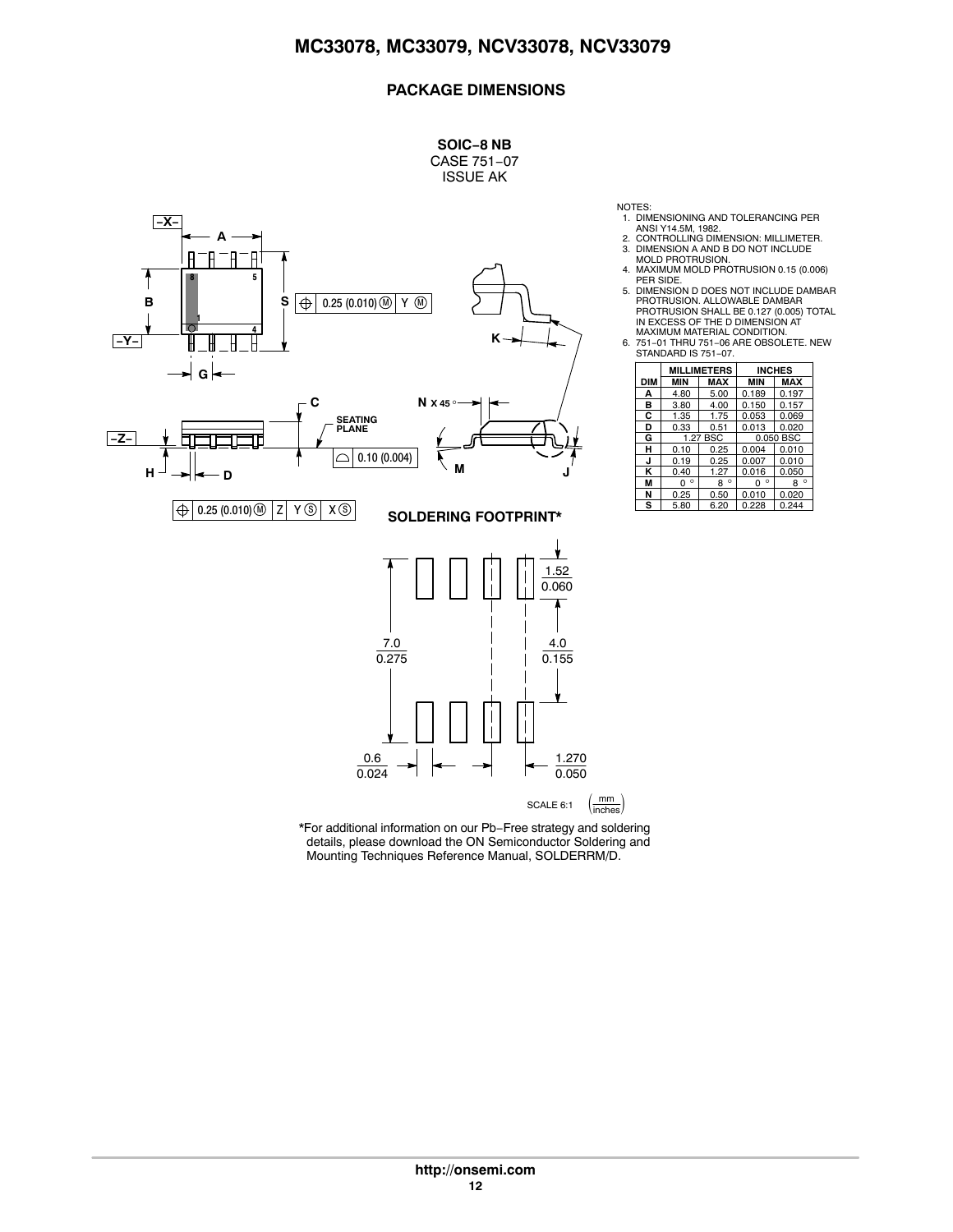## PACKAGE DIMENSIONS

**SOIC−8 NB**
CASE 751−07
ISSUE AK

NOTES:
1. DIMENSIONING AND TOLERANCING PER ANSI Y14.5M, 1982.
2. CONTROLLING DIMENSION: MILLIMETER.
3. DIMENSION A AND B DO NOT INCLUDE MOLD PROTRUSION.
4. MAXIMUM MOLD PROTRUSION 0.15 (0.006) PER SIDE.
5. DIMENSION D DOES NOT INCLUDE DAMBAR PROTRUSION. ALLOWABLE DAMBAR PROTRUSION SHALL BE 0.127 (0.005) TOTAL IN EXCESS OF THE D DIMENSION AT MAXIMUM MATERIAL CONDITION.
6. 751−01 THRU 751−06 ARE OBSOLETE. NEW STANDARD IS 751−07.

| DIM | MILLIMETERS MIN | MILLIMETERS MAX | INCHES MIN | INCHES MAX |
|---|---|---|---|---|
| A | 4.80 | 5.00 | 0.189 | 0.197 |
| B | 3.80 | 4.00 | 0.150 | 0.157 |
| C | 1.35 | 1.75 | 0.053 | 0.069 |
| D | 0.33 | 0.51 | 0.013 | 0.020 |
| G | 1.27 BSC | | 0.050 BSC | |
| H | 0.10 | 0.25 | 0.004 | 0.010 |
| J | 0.19 | 0.25 | 0.007 | 0.010 |
| K | 0.40 | 1.27 | 0.016 | 0.050 |
| M | 0 ° | 8 ° | 0 ° | 8 ° |
| N | 0.25 | 0.50 | 0.010 | 0.020 |
| S | 5.80 | 6.20 | 0.228 | 0.244 |

### SOLDERING FOOTPRINT*

SCALE 6:1 (mm / inches)

*For additional information on our Pb−Free strategy and soldering details, please download the ON Semiconductor Soldering and Mounting Techniques Reference Manual, SOLDERRM/D.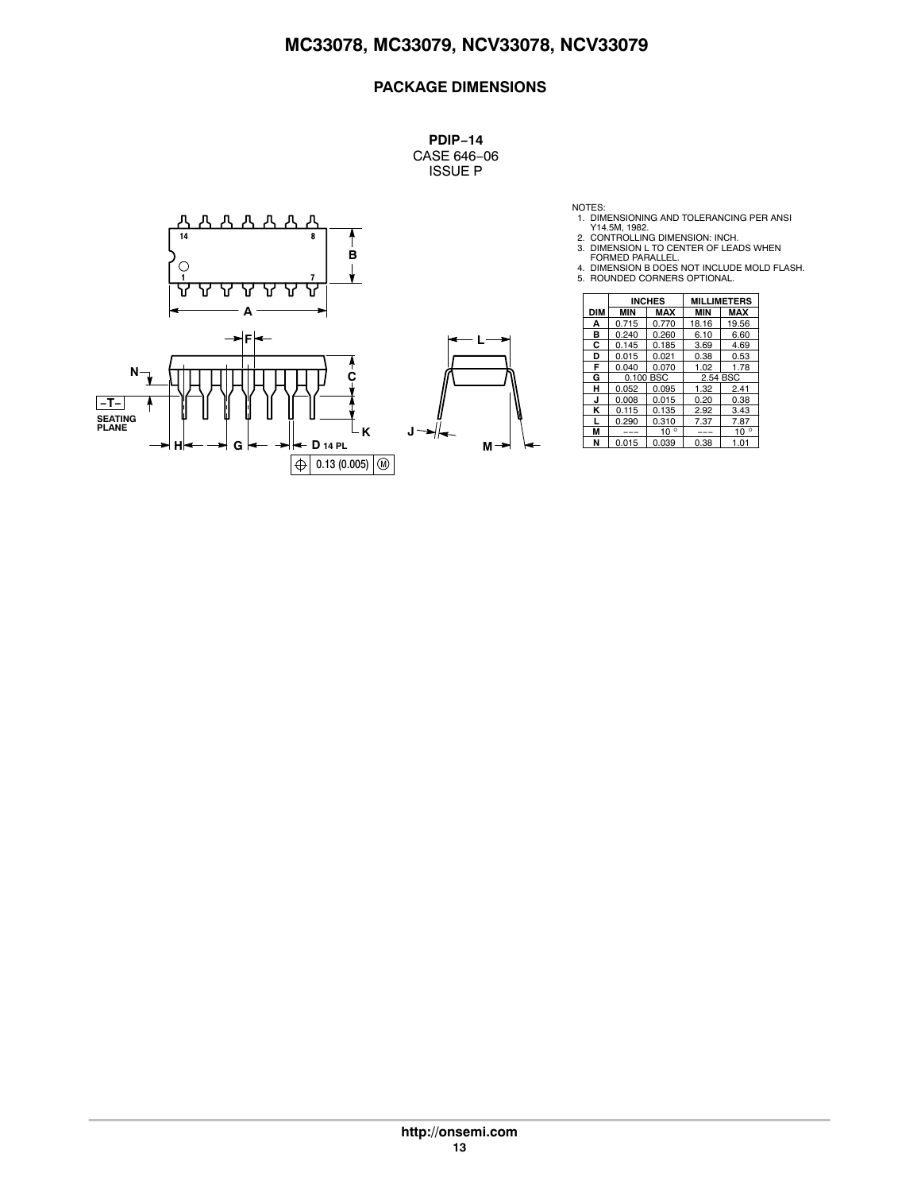## PACKAGE DIMENSIONS

**PDIP−14**
CASE 646−06
ISSUE P

NOTES:
1. DIMENSIONING AND TOLERANCING PER ANSI Y14.5M, 1982.
2. CONTROLLING DIMENSION: INCH.
3. DIMENSION L TO CENTER OF LEADS WHEN FORMED PARALLEL.
4. DIMENSION B DOES NOT INCLUDE MOLD FLASH.
5. ROUNDED CORNERS OPTIONAL.

| DIM | INCHES | | MILLIMETERS | |
|---|---|---|---|---|
| | MIN | MAX | MIN | MAX |
| A | 0.715 | 0.770 | 18.16 | 19.56 |
| B | 0.240 | 0.260 | 6.10 | 6.60 |
| C | 0.145 | 0.185 | 3.69 | 4.69 |
| D | 0.015 | 0.021 | 0.38 | 0.53 |
| F | 0.040 | 0.070 | 1.02 | 1.78 |
| G | 0.100 BSC | | 2.54 BSC | |
| H | 0.052 | 0.095 | 1.32 | 2.41 |
| J | 0.008 | 0.015 | 0.20 | 0.38 |
| K | 0.115 | 0.135 | 2.92 | 3.43 |
| L | 0.290 | 0.310 | 7.37 | 7.87 |
| M | --- | 10 ° | --- | 10 ° |
| N | 0.015 | 0.039 | 0.38 | 1.01 |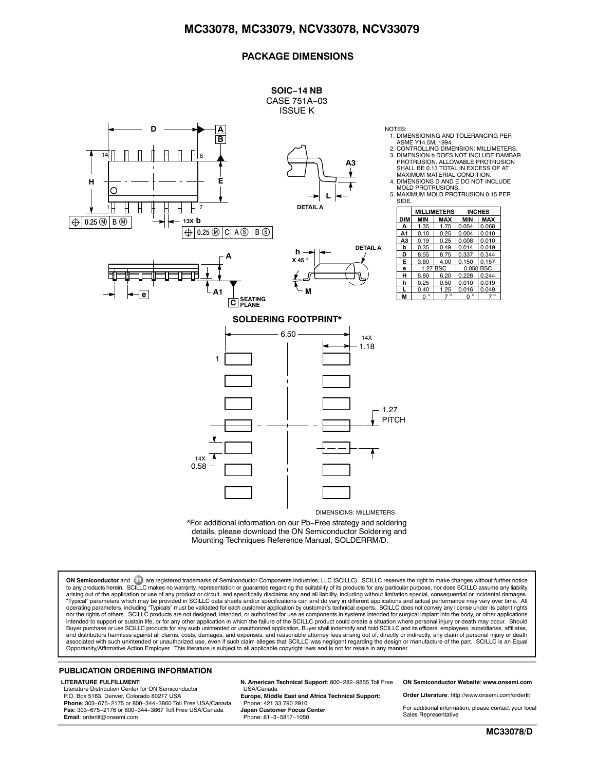## PACKAGE DIMENSIONS

**SOIC−14 NB**
CASE 751A−03
ISSUE K

D
A
B
14
8
H
E
1
7
0.25 (M) B (M)
13X b
0.25 (M) C A (S) B (S)
A3
L
DETAIL A
A
A1
e
C SEATING PLANE
h
X 45°
DETAIL A
M

NOTES:
1. DIMENSIONING AND TOLERANCING PER ASME Y14.5M, 1994.
2. CONTROLLING DIMENSION: MILLIMETERS.
3. DIMENSION b DOES NOT INCLUDE DAMBAR PROTRUSION. ALLOWABLE PROTRUSION SHALL BE 0.13 TOTAL IN EXCESS OF AT MAXIMUM MATERIAL CONDITION.
4. DIMENSIONS D AND E DO NOT INCLUDE MOLD PROTRUSIONS.
5. MAXIMUM MOLD PROTRUSION 0.15 PER SIDE.

| | MILLIMETERS | | INCHES | |
|---|---|---|---|---|
| DIM | MIN | MAX | MIN | MAX |
| A | 1.35 | 1.75 | 0.054 | 0.068 |
| A1 | 0.10 | 0.25 | 0.004 | 0.010 |
| A3 | 0.19 | 0.25 | 0.008 | 0.010 |
| b | 0.35 | 0.49 | 0.014 | 0.019 |
| D | 8.55 | 8.75 | 0.337 | 0.344 |
| E | 3.80 | 4.00 | 0.150 | 0.157 |
| e | 1.27 BSC | | 0.050 BSC | |
| H | 5.80 | 6.20 | 0.228 | 0.244 |
| h | 0.25 | 0.50 | 0.010 | 0.019 |
| L | 0.40 | 1.25 | 0.016 | 0.049 |
| M | 0° | 7° | 0° | 7° |

### SOLDERING FOOTPRINT*

6.50
14X
1.18
1
1.27
PITCH
14X
0.58

DIMENSIONS: MILLIMETERS

*For additional information on our Pb−Free strategy and soldering details, please download the ON Semiconductor Soldering and Mounting Techniques Reference Manual, SOLDERRM/D.

**ON Semiconductor** and are registered trademarks of Semiconductor Components Industries, LLC (SCILLC). SCILLC reserves the right to make changes without further notice to any products herein. SCILLC makes no warranty, representation or guarantee regarding the suitability of its products for any particular purpose, nor does SCILLC assume any liability arising out of the application or use of any product or circuit, and specifically disclaims any and all liability, including without limitation special, consequential or incidental damages. "Typical" parameters which may be provided in SCILLC data sheets and/or specifications can and do vary in different applications and actual performance may vary over time. All operating parameters, including "Typicals" must be validated for each customer application by customer's technical experts. SCILLC does not convey any license under its patent rights nor the rights of others. SCILLC products are not designed, intended, or authorized for use as components in systems intended for surgical implant into the body, or other applications intended to support or sustain life, or for any other application in which the failure of the SCILLC product could create a situation where personal injury or death may occur. Should Buyer purchase or use SCILLC products for any such unintended or unauthorized application, Buyer shall indemnify and hold SCILLC and its officers, employees, subsidiaries, affiliates, and distributors harmless against all claims, costs, damages, and expenses, and reasonable attorney fees arising out of, directly or indirectly, any claim of personal injury or death associated with such unintended or unauthorized use, even if such claim alleges that SCILLC was negligent regarding the design or manufacture of the part. SCILLC is an Equal Opportunity/Affirmative Action Employer. This literature is subject to all applicable copyright laws and is not for resale in any manner.

#### PUBLICATION ORDERING INFORMATION

**LITERATURE FULFILLMENT**:
Literature Distribution Center for ON Semiconductor
P.O. Box 5163, Denver, Colorado 80217 USA
**Phone**: 303−675−2175 or 800−344−3860 Toll Free USA/Canada
**Fax**: 303−675−2176 or 800−344−3867 Toll Free USA/Canada
**Email**: orderlit@onsemi.com

**N. American Technical Support**: 800−282−9855 Toll Free USA/Canada
**Europe, Middle East and Africa Technical Support:**
Phone: 421 33 790 2910
**Japan Customer Focus Center**
Phone: 81−3−5817−1050

**ON Semiconductor Website**: **www.onsemi.com**

**Order Literature**: http://www.onsemi.com/orderlit

For additional information, please contact your local Sales Representative

**MC33078/D**